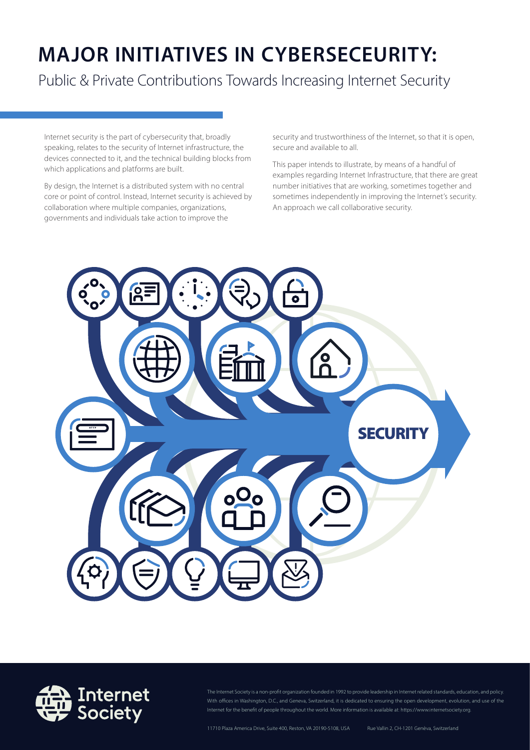# MAJOR INITIATIVES IN CYBERSECEURITY:

## Public & Private Contributions Towards Increasing Internet Security

Internet security is the part of cybersecurity that, broadly speaking, relates to the security of Internet infrastructure, the devices connected to it, and the technical building blocks from which applications and platforms are built.

By design, the Internet is a distributed system with no central core or point of control. Instead, Internet security is achieved by collaboration where multiple companies, organizations, governments and individuals take action to improve the security and trustworthiness of the Internet, so that it is open, secure and available to all.

This paper intends to illustrate, by means of a handful of examples regarding Internet Infrastructure, that there are great number initiatives that are working, sometimes together and sometimes independently in improving the Internet's security. An approach we call collaborative security.

SECURITY

Internet Society

The Internet Society is a non-profit organization founded in 1992 to provide leadership in Internet related standards, education, and policy. With offices in Washington, D.C., and Geneva, Switzerland, it is dedicated to ensuring the open development, evolution, and use of the Internet for the benefit of people throughout the world. More information is available at: https://www.internetsociety.org.

11710 Plaza America Drive, Suite 400, Reston, VA 20190-5108, USA     Rue Vallin 2, CH-1201 Genèva, Switzerland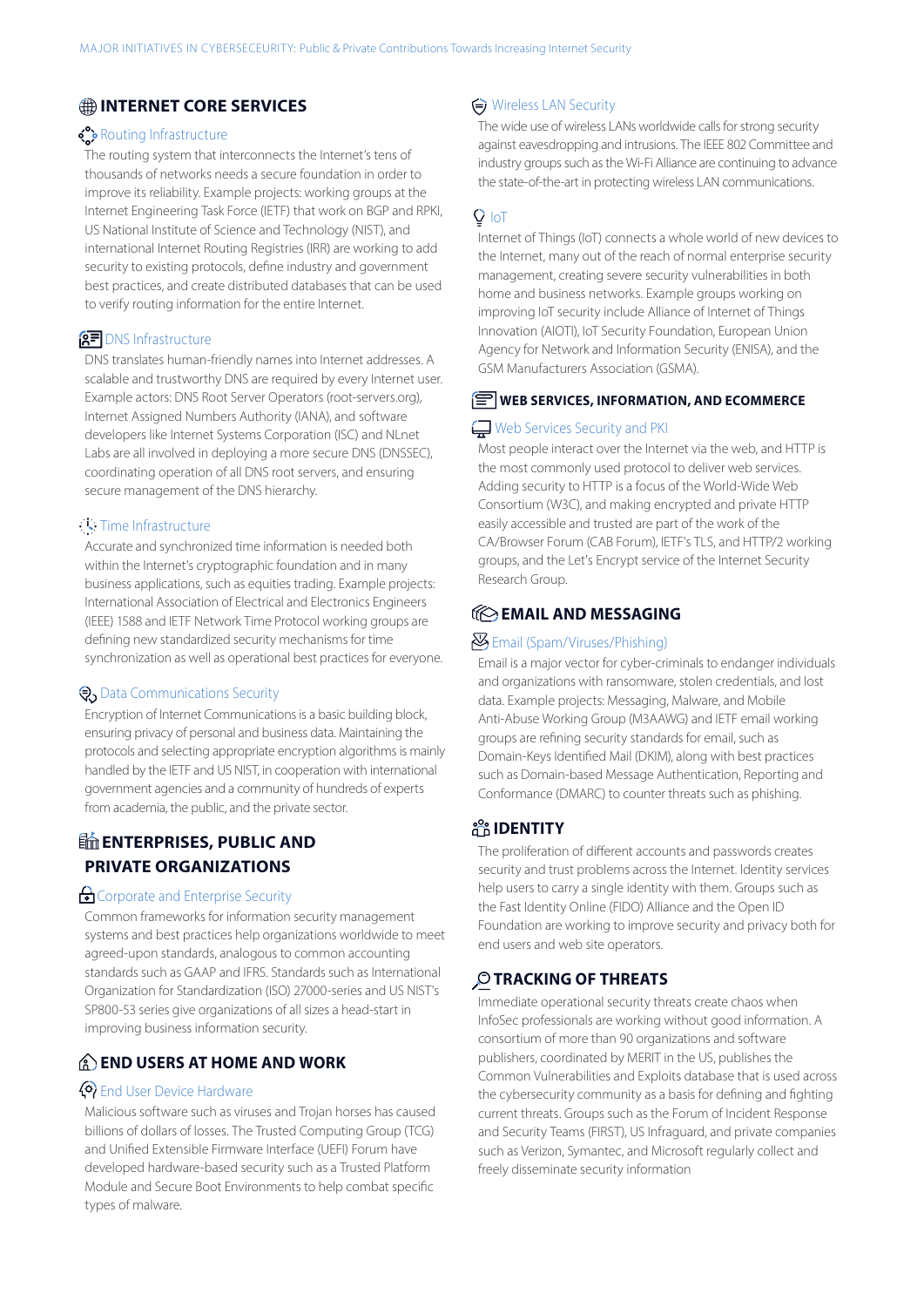## INTERNET CORE SERVICES

### Routing Infrastructure

The routing system that interconnects the Internet's tens of thousands of networks needs a secure foundation in order to improve its reliability. Example projects: working groups at the Internet Engineering Task Force (IETF) that work on BGP and RPKI, US National Institute of Science and Technology (NIST), and international Internet Routing Registries (IRR) are working to add security to existing protocols, define industry and government best practices, and create distributed databases that can be used to verify routing information for the entire Internet.

### DNS Infrastructure

DNS translates human-friendly names into Internet addresses. A scalable and trustworthy DNS are required by every Internet user. Example actors: DNS Root Server Operators (root-servers.org), Internet Assigned Numbers Authority (IANA), and software developers like Internet Systems Corporation (ISC) and NLnet Labs are all involved in deploying a more secure DNS (DNSSEC), coordinating operation of all DNS root servers, and ensuring secure management of the DNS hierarchy.

### Time Infrastructure

Accurate and synchronized time information is needed both within the Internet's cryptographic foundation and in many business applications, such as equities trading. Example projects: International Association of Electrical and Electronics Engineers (IEEE) 1588 and IETF Network Time Protocol working groups are defining new standardized security mechanisms for time synchronization as well as operational best practices for everyone.

### Data Communications Security

Encryption of Internet Communications is a basic building block, ensuring privacy of personal and business data. Maintaining the protocols and selecting appropriate encryption algorithms is mainly handled by the IETF and US NIST, in cooperation with international government agencies and a community of hundreds of experts from academia, the public, and the private sector.

## ENTERPRISES, PUBLIC AND PRIVATE ORGANIZATIONS

### Corporate and Enterprise Security

Common frameworks for information security management systems and best practices help organizations worldwide to meet agreed-upon standards, analogous to common accounting standards such as GAAP and IFRS. Standards such as International Organization for Standardization (ISO) 27000-series and US NIST's SP800-53 series give organizations of all sizes a head-start in improving business information security.

## END USERS AT HOME AND WORK

### End User Device Hardware

Malicious software such as viruses and Trojan horses has caused billions of dollars of losses. The Trusted Computing Group (TCG) and Unified Extensible Firmware Interface (UEFI) Forum have developed hardware-based security such as a Trusted Platform Module and Secure Boot Environments to help combat specific types of malware.

### Wireless LAN Security

The wide use of wireless LANs worldwide calls for strong security against eavesdropping and intrusions. The IEEE 802 Committee and industry groups such as the Wi-Fi Alliance are continuing to advance the state-of-the-art in protecting wireless LAN communications.

### IoT

Internet of Things (IoT) connects a whole world of new devices to the Internet, many out of the reach of normal enterprise security management, creating severe security vulnerabilities in both home and business networks. Example groups working on improving IoT security include Alliance of Internet of Things Innovation (AIOTI), IoT Security Foundation, European Union Agency for Network and Information Security (ENISA), and the GSM Manufacturers Association (GSMA).

## WEB SERVICES, INFORMATION, AND ECOMMERCE

### Web Services Security and PKI

Most people interact over the Internet via the web, and HTTP is the most commonly used protocol to deliver web services. Adding security to HTTP is a focus of the World-Wide Web Consortium (W3C), and making encrypted and private HTTP easily accessible and trusted are part of the work of the CA/Browser Forum (CAB Forum), IETF's TLS, and HTTP/2 working groups, and the Let's Encrypt service of the Internet Security Research Group.

## EMAIL AND MESSAGING

### Email (Spam/Viruses/Phishing)

Email is a major vector for cyber-criminals to endanger individuals and organizations with ransomware, stolen credentials, and lost data. Example projects: Messaging, Malware, and Mobile Anti-Abuse Working Group (M3AAWG) and IETF email working groups are refining security standards for email, such as Domain-Keys Identified Mail (DKIM), along with best practices such as Domain-based Message Authentication, Reporting and Conformance (DMARC) to counter threats such as phishing.

## IDENTITY

The proliferation of different accounts and passwords creates security and trust problems across the Internet. Identity services help users to carry a single identity with them. Groups such as the Fast Identity Online (FIDO) Alliance and the Open ID Foundation are working to improve security and privacy both for end users and web site operators.

## TRACKING OF THREATS

Immediate operational security threats create chaos when InfoSec professionals are working without good information. A consortium of more than 90 organizations and software publishers, coordinated by MERIT in the US, publishes the Common Vulnerabilities and Exploits database that is used across the cybersecurity community as a basis for defining and fighting current threats. Groups such as the Forum of Incident Response and Security Teams (FIRST), US Infraguard, and private companies such as Verizon, Symantec, and Microsoft regularly collect and freely disseminate security information